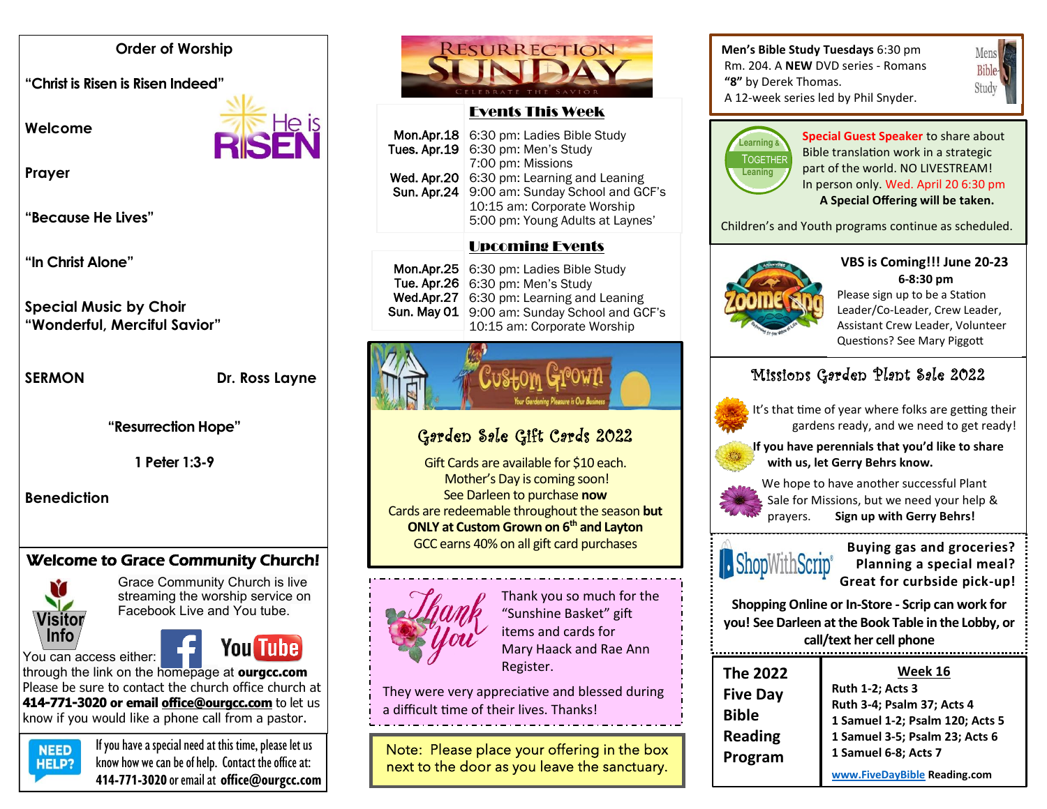## Order of Worship

**"Christ is Risen is Risen Indeed"**

**Welcome**

**Prayer**

**"Because He Lives"**

**"In Christ Alone"**

**Special Music by Choir**
**"Wonderful, Merciful Savior"**

**SERMON** **Dr. Ross Layne**

**"Resurrection Hope"**

**1 Peter 1:3-9**

**Benediction**

## Welcome to Grace Community Church!

Visitor Info

Grace Community Church is live streaming the worship service on Facebook Live and You tube.

You can access either: through the link on the homepage at **ourgcc.com**
Please be sure to contact the church office church at **414-771-3020 or email office@ourgcc.com** to let us know if you would like a phone call from a pastor.

**NEED HELP?** If you have a special need at this time, please let us know how we can be of help. Contact the office at: **414-771-3020** or email at **office@ourgcc.com**

---

# RESURRECTION SUNDAY
CELEBRATE THE SAVIOR

## Events This Week

| | |
|---|---|
| Mon.Apr.18 | 6:30 pm: Ladies Bible Study |
| Tues. Apr.19 | 6:30 pm: Men's Study |
| | 7:00 pm: Missions |
| Wed. Apr.20 | 6:30 pm: Learning and Leaning |
| Sun. Apr.24 | 9:00 am: Sunday School and GCF's |
| | 10:15 am: Corporate Worship |
| | 5:00 pm: Young Adults at Laynes' |

## Upcoming Events

| | |
|---|---|
| Mon.Apr.25 | 6:30 pm: Ladies Bible Study |
| Tue. Apr.26 | 6:30 pm: Men's Study |
| Wed.Apr.27 | 6:30 pm: Learning and Leaning |
| Sun. May 01 | 9:00 am: Sunday School and GCF's |
| | 10:15 am: Corporate Worship |

Custom Grown — Your Gardening Pleasure is Our Business

### Garden Sale Gift Cards 2022

Gift Cards are available for $10 each.
Mother's Day is coming soon!
See Darleen to purchase **now**
Cards are redeemable throughout the season **but ONLY at Custom Grown on 6th and Layton**
GCC earns 40% on all gift card purchases

Thank you so much for the "Sunshine Basket" gift items and cards for Mary Haack and Rae Ann Register.

They were very appreciative and blessed during a difficult time of their lives. Thanks!

Note: Please place your offering in the box next to the door as you leave the sanctuary.

---

**Men's Bible Study Tuesdays** 6:30 pm
Rm. 204. A **NEW** DVD series - Romans **"8"** by Derek Thomas.
A 12-week series led by Phil Snyder.

Learning & Together Leaning

**Special Guest Speaker** to share about Bible translation work in a strategic part of the world. NO LIVESTREAM! In person only. Wed. April 20 6:30 pm
**A Special Offering will be taken.**

Children's and Youth programs continue as scheduled.

**VBS is Coming!!! June 20-23**
**6-8:30 pm**
Please sign up to be a Station Leader/Co-Leader, Crew Leader, Assistant Crew Leader, Volunteer
Questions? See Mary Piggott

### Missions Garden Plant Sale 2022

It's that time of year where folks are getting their gardens ready, and we need to get ready!

**If you have perennials that you'd like to share with us, let Gerry Behrs know.**

We hope to have another successful Plant Sale for Missions, but we need your help & prayers. **Sign up with Gerry Behrs!**

ShopWithScrip
**Buying gas and groceries? Planning a special meal? Great for curbside pick-up!**

**Shopping Online or In-Store - Scrip can work for you! See Darleen at the Book Table in the Lobby, or call/text her cell phone**

| **The 2022 Five Day Bible Reading Program** | **Week 16** |
|---|---|
| | **Ruth 1-2; Acts 3** |
| | **Ruth 3-4; Psalm 37; Acts 4** |
| | **1 Samuel 1-2; Psalm 120; Acts 5** |
| | **1 Samuel 3-5; Psalm 23; Acts 6** |
| | **1 Samuel 6-8; Acts 7** |
| | **www.FiveDayBible Reading.com** |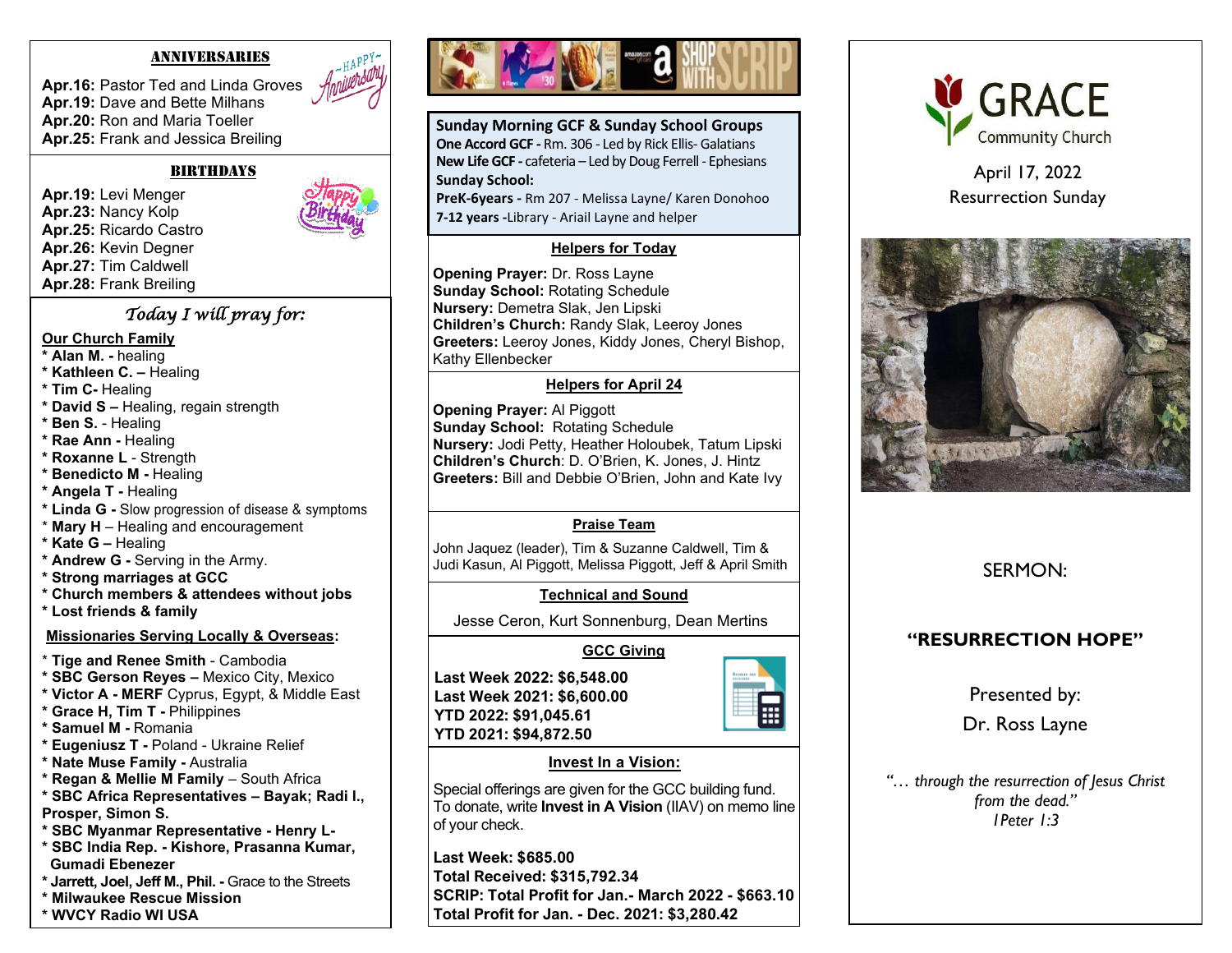## ANNIVERSARIES

**Apr.16:** Pastor Ted and Linda Groves
**Apr.19:** Dave and Bette Milhans
**Apr.20:** Ron and Maria Toeller
**Apr.25:** Frank and Jessica Breiling

## BIRTHDAYS

**Apr.19:** Levi Menger
**Apr.23:** Nancy Kolp
**Apr.25:** Ricardo Castro
**Apr.26:** Kevin Degner
**Apr.27:** Tim Caldwell
**Apr.28:** Frank Breiling

## *Today I will pray for:*

**Our Church Family**

* **Alan M. -** healing
* **Kathleen C. –** Healing
* **Tim C-** Healing
* **David S –** Healing, regain strength
* **Ben S.** - Healing
* **Rae Ann -** Healing
* **Roxanne L** - Strength
* **Benedicto M -** Healing
* **Angela T -** Healing
* **Linda G -** Slow progression of disease & symptoms
* **Mary H** – Healing and encouragement
* **Kate G –** Healing
* **Andrew G -** Serving in the Army.
* **Strong marriages at GCC**
* **Church members & attendees without jobs**
* **Lost friends & family**

**Missionaries Serving Locally & Overseas:**

* **Tige and Renee Smith** - Cambodia
* **SBC Gerson Reyes –** Mexico City, Mexico
* **Victor A - MERF** Cyprus, Egypt, & Middle East
* **Grace H, Tim T -** Philippines
* **Samuel M -** Romania
* **Eugeniusz T -** Poland - Ukraine Relief
* **Nate Muse Family -** Australia
* **Regan & Mellie M Family** – South Africa
* **SBC Africa Representatives – Bayak; Radi I., Prosper, Simon S.**
* **SBC Myanmar Representative - Henry L-**
* **SBC India Rep. - Kishore, Prasanna Kumar, Gumadi Ebenezer**
* **Jarrett, Joel, Jeff M., Phil. -** Grace to the Streets
* **Milwaukee Rescue Mission**
* **WVCY Radio WI USA**

SHOP WITH SCRIP

## Sunday Morning GCF & Sunday School Groups

**One Accord GCF -** Rm. 306 - Led by Rick Ellis- Galatians
**New Life GCF -** cafeteria – Led by Doug Ferrell - Ephesians
**Sunday School:**
**PreK-6years -** Rm 207 - Melissa Layne/ Karen Donohoo
**7-12 years -**Library - Ariail Layne and helper

## Helpers for Today

**Opening Prayer:** Dr. Ross Layne
**Sunday School:** Rotating Schedule
**Nursery:** Demetra Slak, Jen Lipski
**Children's Church:** Randy Slak, Leeroy Jones
**Greeters:** Leeroy Jones, Kiddy Jones, Cheryl Bishop, Kathy Ellenbecker

## Helpers for April 24

**Opening Prayer:** Al Piggott
**Sunday School:** Rotating Schedule
**Nursery:** Jodi Petty, Heather Holoubek, Tatum Lipski
**Children's Church**: D. O'Brien, K. Jones, J. Hintz
**Greeters:** Bill and Debbie O'Brien, John and Kate Ivy

## Praise Team

John Jaquez (leader), Tim & Suzanne Caldwell, Tim & Judi Kasun, Al Piggott, Melissa Piggott, Jeff & April Smith

## Technical and Sound

Jesse Ceron, Kurt Sonnenburg, Dean Mertins

## GCC Giving

**Last Week 2022: $6,548.00**
**Last Week 2021: $6,600.00**
**YTD 2022: $91,045.61**
**YTD 2021: $94,872.50**

## Invest In a Vision:

Special offerings are given for the GCC building fund. To donate, write **Invest in A Vision** (IIAV) on memo line of your check.

**Last Week: $685.00**
**Total Received: $315,792.34**
**SCRIP: Total Profit for Jan.- March 2022 - $663.10**
**Total Profit for Jan. - Dec. 2021: $3,280.42**

# GRACE
Community Church

April 17, 2022
Resurrection Sunday

SERMON:

**"RESURRECTION HOPE"**

Presented by:
Dr. Ross Layne

*"… through the resurrection of Jesus Christ from the dead."*
*I Peter 1:3*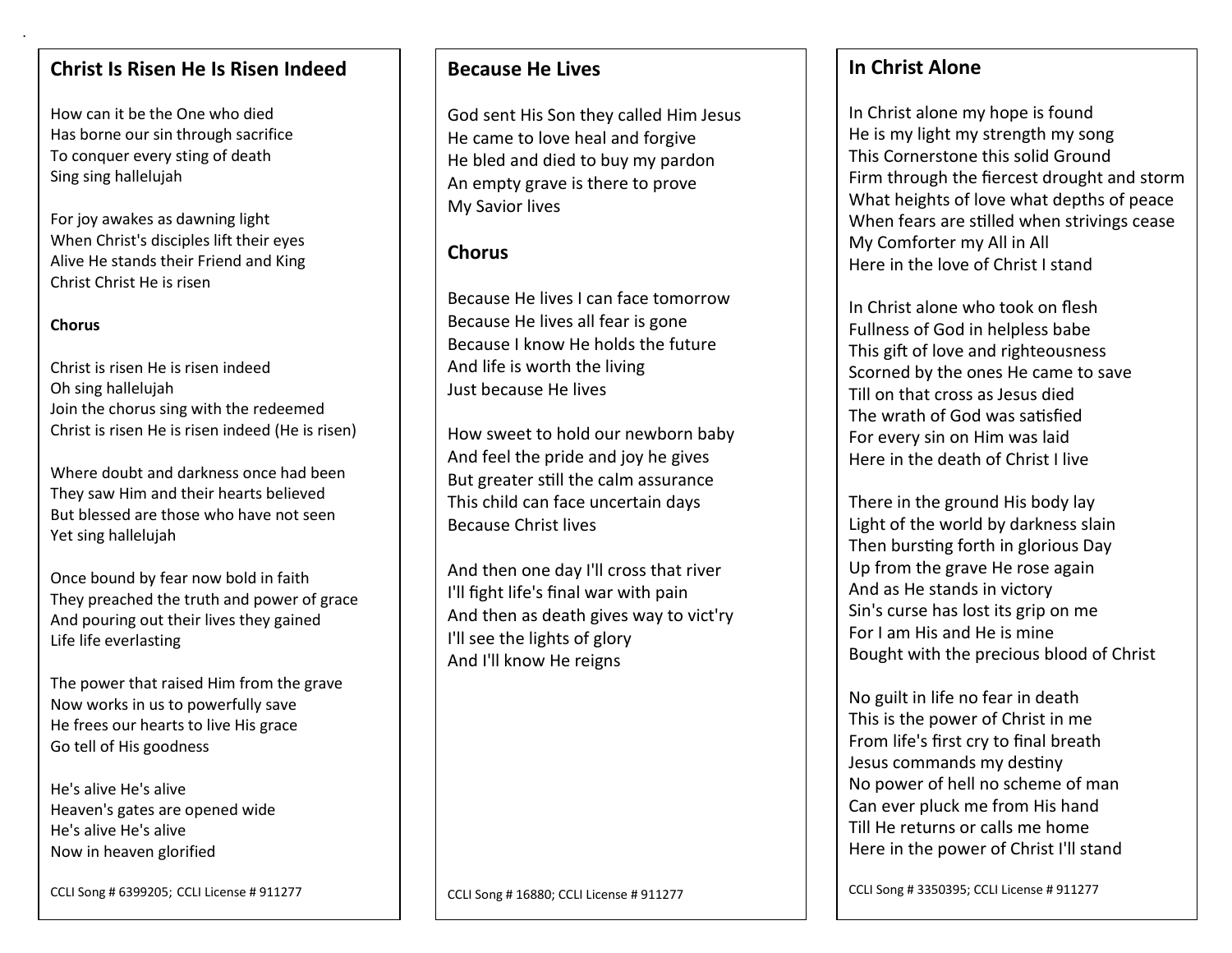## Christ Is Risen He Is Risen Indeed

How can it be the One who died
Has borne our sin through sacrifice
To conquer every sting of death
Sing sing hallelujah

For joy awakes as dawning light
When Christ's disciples lift their eyes
Alive He stands their Friend and King
Christ Christ He is risen

**Chorus**

Christ is risen He is risen indeed
Oh sing hallelujah
Join the chorus sing with the redeemed
Christ is risen He is risen indeed (He is risen)

Where doubt and darkness once had been
They saw Him and their hearts believed
But blessed are those who have not seen
Yet sing hallelujah

Once bound by fear now bold in faith
They preached the truth and power of grace
And pouring out their lives they gained
Life life everlasting

The power that raised Him from the grave
Now works in us to powerfully save
He frees our hearts to live His grace
Go tell of His goodness

He's alive He's alive
Heaven's gates are opened wide
He's alive He's alive
Now in heaven glorified

CCLI Song # 6399205; CCLI License # 911277

## Because He Lives

God sent His Son they called Him Jesus
He came to love heal and forgive
He bled and died to buy my pardon
An empty grave is there to prove
My Savior lives

### Chorus

Because He lives I can face tomorrow
Because He lives all fear is gone
Because I know He holds the future
And life is worth the living
Just because He lives

How sweet to hold our newborn baby
And feel the pride and joy he gives
But greater still the calm assurance
This child can face uncertain days
Because Christ lives

And then one day I'll cross that river
I'll fight life's final war with pain
And then as death gives way to vict'ry
I'll see the lights of glory
And I'll know He reigns

CCLI Song # 16880; CCLI License # 911277

## In Christ Alone

In Christ alone my hope is found
He is my light my strength my song
This Cornerstone this solid Ground
Firm through the fiercest drought and storm
What heights of love what depths of peace
When fears are stilled when strivings cease
My Comforter my All in All
Here in the love of Christ I stand

In Christ alone who took on flesh
Fullness of God in helpless babe
This gift of love and righteousness
Scorned by the ones He came to save
Till on that cross as Jesus died
The wrath of God was satisfied
For every sin on Him was laid
Here in the death of Christ I live

There in the ground His body lay
Light of the world by darkness slain
Then bursting forth in glorious Day
Up from the grave He rose again
And as He stands in victory
Sin's curse has lost its grip on me
For I am His and He is mine
Bought with the precious blood of Christ

No guilt in life no fear in death
This is the power of Christ in me
From life's first cry to final breath
Jesus commands my destiny
No power of hell no scheme of man
Can ever pluck me from His hand
Till He returns or calls me home
Here in the power of Christ I'll stand

CCLI Song # 3350395; CCLI License # 911277